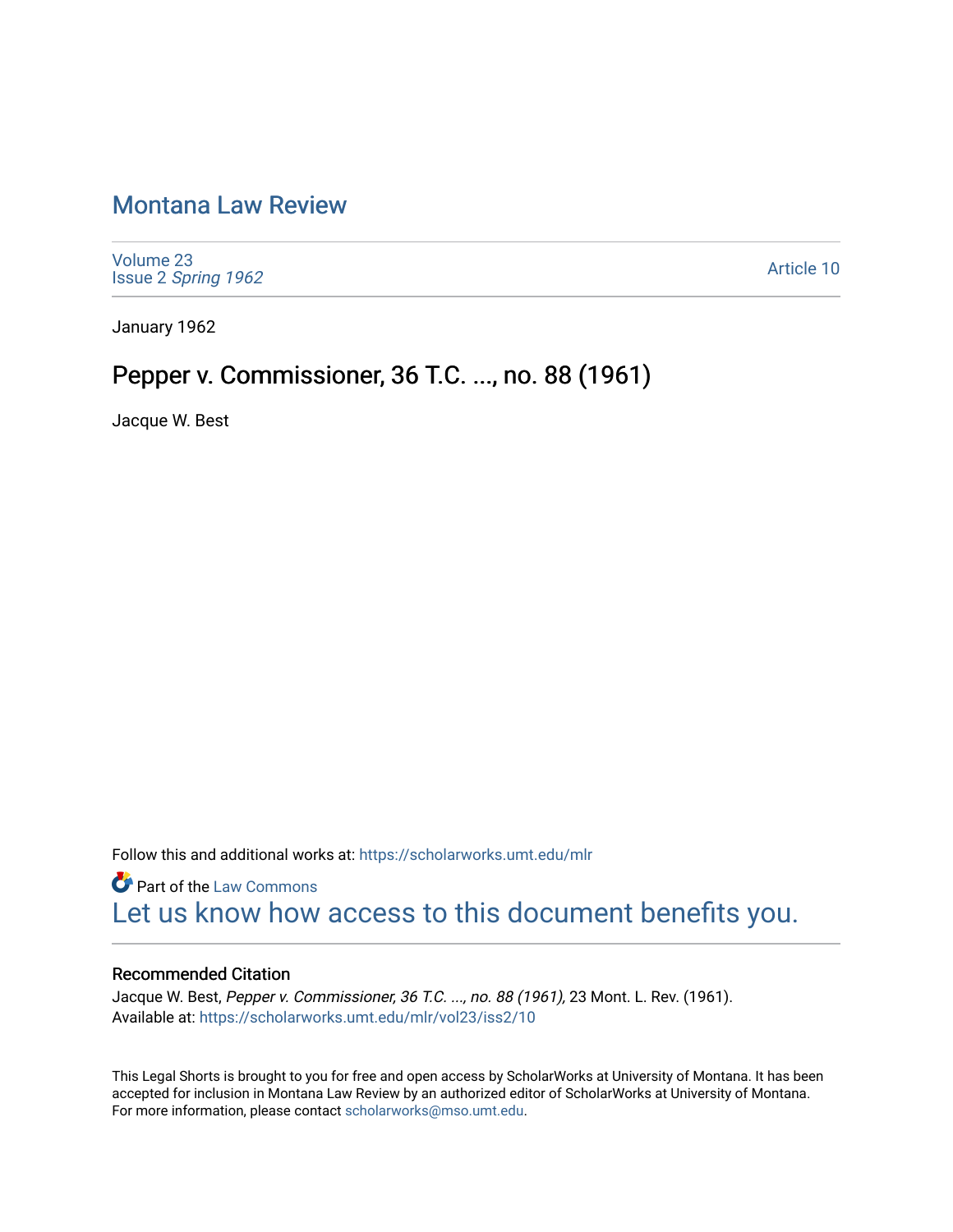# Montana Law Review

Volume 23
Issue 2 *Spring 1962*

Article 10

January 1962

## Pepper v. Commissioner, 36 T.C. ..., no. 88 (1961)

Jacque W. Best

Follow this and additional works at: https://scholarworks.umt.edu/mlr

Part of the Law Commons

Let us know how access to this document benefits you.

### Recommended Citation

Jacque W. Best, *Pepper v. Commissioner, 36 T.C. ..., no. 88 (1961),* 23 Mont. L. Rev. (1961).
Available at: https://scholarworks.umt.edu/mlr/vol23/iss2/10

This Legal Shorts is brought to you for free and open access by ScholarWorks at University of Montana. It has been accepted for inclusion in Montana Law Review by an authorized editor of ScholarWorks at University of Montana. For more information, please contact scholarworks@mso.umt.edu.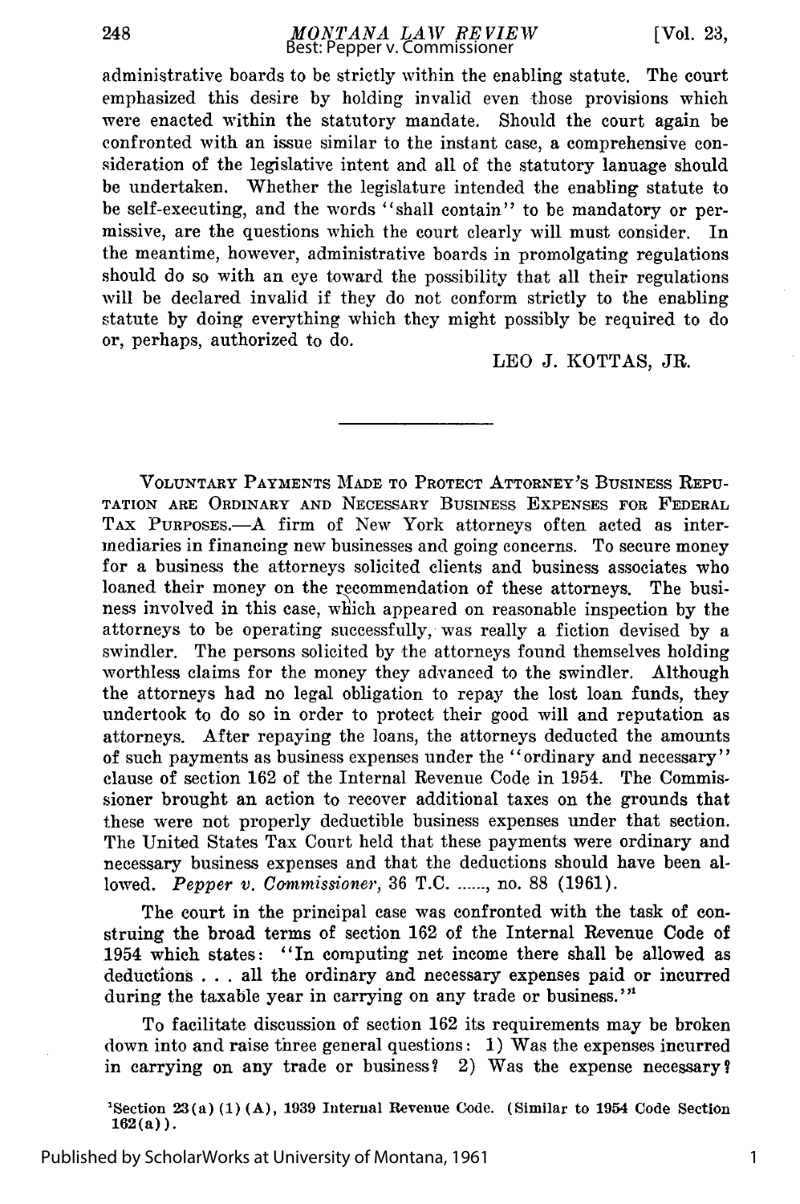administrative boards to be strictly within the enabling statute. The court emphasized this desire by holding invalid even those provisions which were enacted within the statutory mandate. Should the court again be confronted with an issue similar to the instant case, a comprehensive consideration of the legislative intent and all of the statutory lanuage should be undertaken. Whether the legislature intended the enabling statute to be self-executing, and the words "shall contain" to be mandatory or permissive, are the questions which the court clearly will must consider. In the meantime, however, administrative boards in promolgating regulations should do so with an eye toward the possibility that all their regulations will be declared invalid if they do not conform strictly to the enabling statute by doing everything which they might possibly be required to do or, perhaps, authorized to do.

LEO J. KOTTAS, JR.

---

VOLUNTARY PAYMENTS MADE TO PROTECT ATTORNEY'S BUSINESS REPUTATION ARE ORDINARY AND NECESSARY BUSINESS EXPENSES FOR FEDERAL TAX PURPOSES.—A firm of New York attorneys often acted as intermediaries in financing new businesses and going concerns. To secure money for a business the attorneys solicited clients and business associates who loaned their money on the recommendation of these attorneys. The business involved in this case, which appeared on reasonable inspection by the attorneys to be operating successfully, was really a fiction devised by a swindler. The persons solicited by the attorneys found themselves holding worthless claims for the money they advanced to the swindler. Although the attorneys had no legal obligation to repay the lost loan funds, they undertook to do so in order to protect their good will and reputation as attorneys. After repaying the loans, the attorneys deducted the amounts of such payments as business expenses under the "ordinary and necessary" clause of section 162 of the Internal Revenue Code in 1954. The Commissioner brought an action to recover additional taxes on the grounds that these were not properly deductible business expenses under that section. The United States Tax Court held that these payments were ordinary and necessary business expenses and that the deductions should have been allowed. *Pepper v. Commissioner*, 36 T.C. ......, no. 88 (1961).

The court in the principal case was confronted with the task of construing the broad terms of section 162 of the Internal Revenue Code of 1954 which states: "In computing net income there shall be allowed as deductions . . . all the ordinary and necessary expenses paid or incurred during the taxable year in carrying on any trade or business."[1]

To facilitate discussion of section 162 its requirements may be broken down into and raise three general questions: 1) Was the expenses incurred in carrying on any trade or business? 2) Was the expense necessary?

[1]Section 23(a)(1)(A), 1939 Internal Revenue Code. (Similar to 1954 Code Section 162(a)).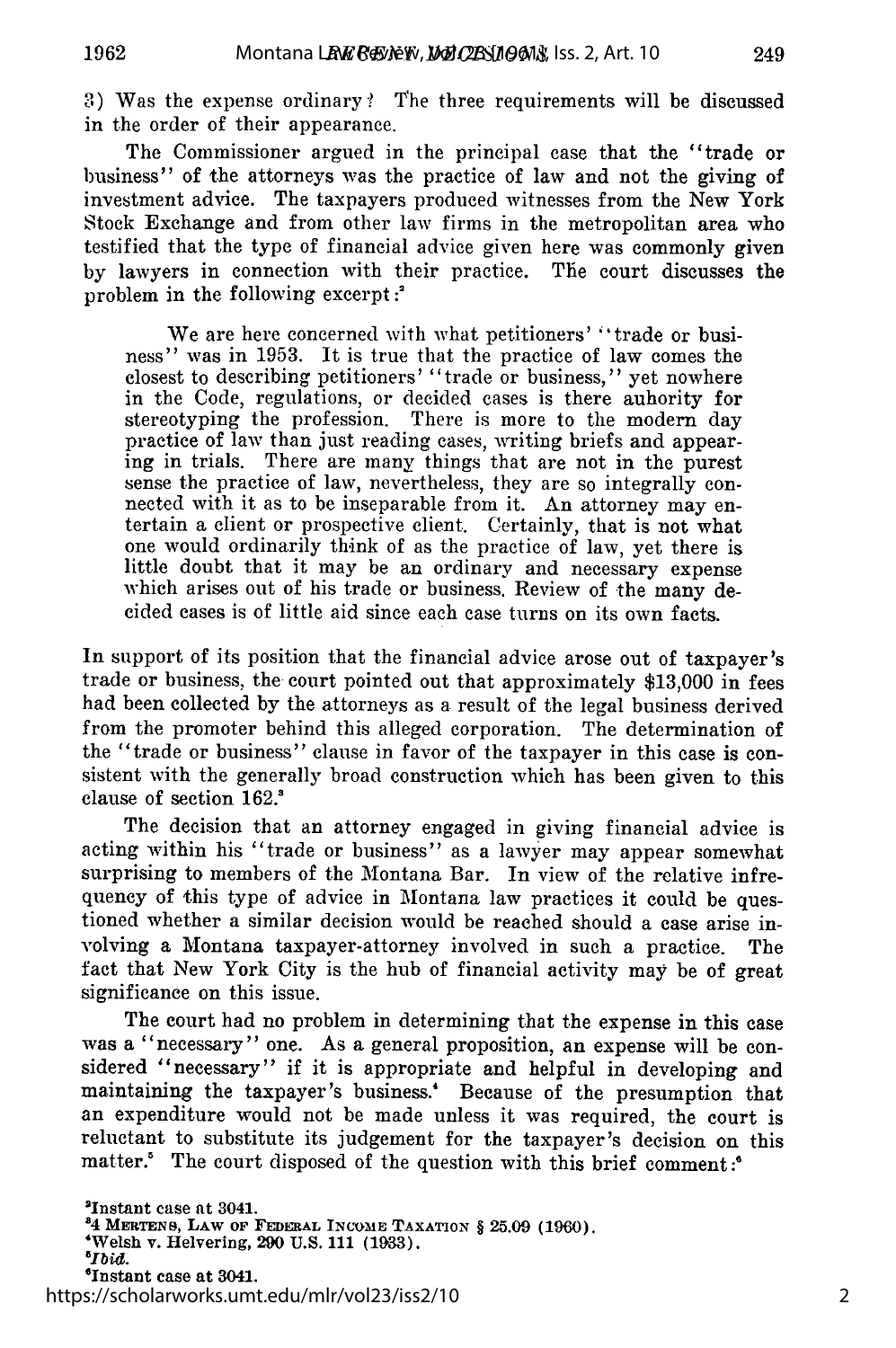3) Was the expense ordinary? The three requirements will be discussed in the order of their appearance.

The Commissioner argued in the principal case that the "trade or business" of the attorneys was the practice of law and not the giving of investment advice. The taxpayers produced witnesses from the New York Stock Exchange and from other law firms in the metropolitan area who testified that the type of financial advice given here was commonly given by lawyers in connection with their practice. The court discusses the problem in the following excerpt:[2]

> We are here concerned with what petitioners' "trade or business" was in 1953. It is true that the practice of law comes the closest to describing petitioners' "trade or business," yet nowhere in the Code, regulations, or decided cases is there auhority for stereotyping the profession. There is more to the modern day practice of law than just reading cases, writing briefs and appearing in trials. There are many things that are not in the purest sense the practice of law, nevertheless, they are so integrally connected with it as to be inseparable from it. An attorney may entertain a client or prospective client. Certainly, that is not what one would ordinarily think of as the practice of law, yet there is little doubt that it may be an ordinary and necessary expense which arises out of his trade or business. Review of the many decided cases is of little aid since each case turns on its own facts.

In support of its position that the financial advice arose out of taxpayer's trade or business, the court pointed out that approximately $13,000 in fees had been collected by the attorneys as a result of the legal business derived from the promoter behind this alleged corporation. The determination of the "trade or business" clause in favor of the taxpayer in this case is consistent with the generally broad construction which has been given to this clause of section 162.[3]

The decision that an attorney engaged in giving financial advice is acting within his "trade or business" as a lawyer may appear somewhat surprising to members of the Montana Bar. In view of the relative infrequency of this type of advice in Montana law practices it could be questioned whether a similar decision would be reached should a case arise involving a Montana taxpayer-attorney involved in such a practice. The fact that New York City is the hub of financial activity may be of great significance on this issue.

The court had no problem in determining that the expense in this case was a "necessary" one. As a general proposition, an expense will be considered "necessary" if it is appropriate and helpful in developing and maintaining the taxpayer's business.[4] Because of the presumption that an expenditure would not be made unless it was required, the court is reluctant to substitute its judgement for the taxpayer's decision on this matter.[5] The court disposed of the question with this brief comment:[6]

---

[2]Instant case at 3041.

[3]4 MERTENS, LAW OF FEDERAL INCOME TAXATION § 25.09 (1960).

[4]Welsh v. Helvering, 290 U.S. 111 (1933).

[5]*Ibid.*

[6]Instant case at 3041.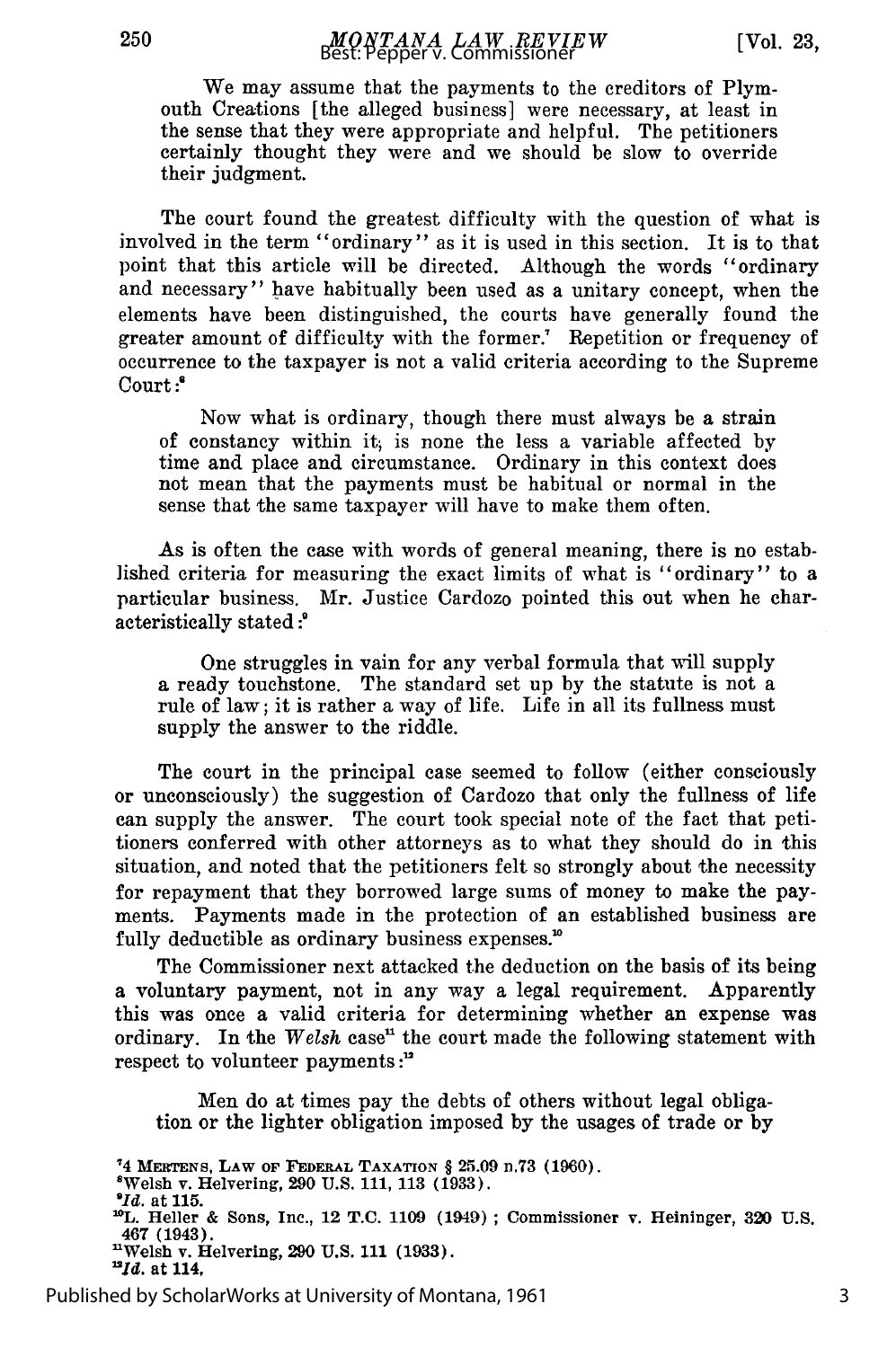> We may assume that the payments to the creditors of Plymouth Creations [the alleged business] were necessary, at least in the sense that they were appropriate and helpful. The petitioners certainly thought they were and we should be slow to override their judgment.

The court found the greatest difficulty with the question of what is involved in the term "ordinary" as it is used in this section. It is to that point that this article will be directed. Although the words "ordinary and necessary" have habitually been used as a unitary concept, when the elements have been distinguished, the courts have generally found the greater amount of difficulty with the former.[7] Repetition or frequency of occurrence to the taxpayer is not a valid criteria according to the Supreme Court:[8]

> Now what is ordinary, though there must always be a strain of constancy within it, is none the less a variable affected by time and place and circumstance. Ordinary in this context does not mean that the payments must be habitual or normal in the sense that the same taxpayer will have to make them often.

As is often the case with words of general meaning, there is no established criteria for measuring the exact limits of what is "ordinary" to a particular business. Mr. Justice Cardozo pointed this out when he characteristically stated:[9]

> One struggles in vain for any verbal formula that will supply a ready touchstone. The standard set up by the statute is not a rule of law; it is rather a way of life. Life in all its fullness must supply the answer to the riddle.

The court in the principal case seemed to follow (either consciously or unconsciously) the suggestion of Cardozo that only the fullness of life can supply the answer. The court took special note of the fact that petitioners conferred with other attorneys as to what they should do in this situation, and noted that the petitioners felt so strongly about the necessity for repayment that they borrowed large sums of money to make the payments. Payments made in the protection of an established business are fully deductible as ordinary business expenses.[10]

The Commissioner next attacked the deduction on the basis of its being a voluntary payment, not in any way a legal requirement. Apparently this was once a valid criteria for determining whether an expense was ordinary. In the *Welsh* case[11] the court made the following statement with respect to volunteer payments:[12]

> Men do at times pay the debts of others without legal obligation or the lighter obligation imposed by the usages of trade or by

---

[7]4 MERTENS, LAW OF FEDERAL TAXATION § 25.09 n.73 (1960).

[8]Welsh v. Helvering, 290 U.S. 111, 113 (1933).

[9]*Id.* at 115.

[10]L. Heller & Sons, Inc., 12 T.C. 1109 (1949); Commissioner v. Heininger, 320 U.S. 467 (1943).

[11]Welsh v. Helvering, 290 U.S. 111 (1933).

[12]*Id.* at 114.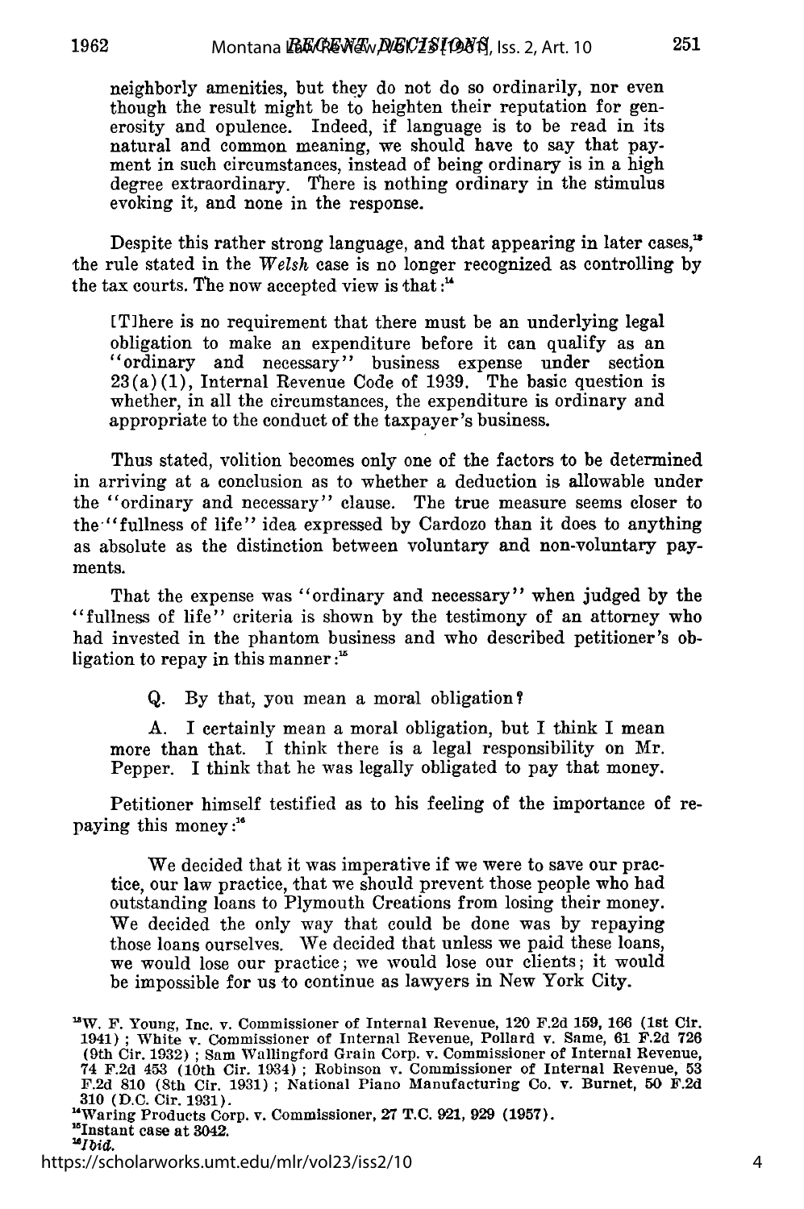neighborly amenities, but they do not do so ordinarily, nor even though the result might be to heighten their reputation for generosity and opulence. Indeed, if language is to be read in its natural and common meaning, we should have to say that payment in such circumstances, instead of being ordinary is in a high degree extraordinary. There is nothing ordinary in the stimulus evoking it, and none in the response.

Despite this rather strong language, and that appearing in later cases,[13] the rule stated in the *Welsh* case is no longer recognized as controlling by the tax courts. The now accepted view is that:[14]

> [T]here is no requirement that there must be an underlying legal obligation to make an expenditure before it can qualify as an "ordinary and necessary" business expense under section 23(a)(1), Internal Revenue Code of 1939. The basic question is whether, in all the circumstances, the expenditure is ordinary and appropriate to the conduct of the taxpayer's business.

Thus stated, volition becomes only one of the factors to be determined in arriving at a conclusion as to whether a deduction is allowable under the "ordinary and necessary" clause. The true measure seems closer to the "fullness of life" idea expressed by Cardozo than it does to anything as absolute as the distinction between voluntary and non-voluntary payments.

That the expense was "ordinary and necessary" when judged by the "fullness of life" criteria is shown by the testimony of an attorney who had invested in the phantom business and who described petitioner's obligation to repay in this manner:[15]

> Q. By that, you mean a moral obligation?
>
> A. I certainly mean a moral obligation, but I think I mean more than that. I think there is a legal responsibility on Mr. Pepper. I think that he was legally obligated to pay that money.

Petitioner himself testified as to his feeling of the importance of repaying this money:[16]

> We decided that it was imperative if we were to save our practice, our law practice, that we should prevent those people who had outstanding loans to Plymouth Creations from losing their money. We decided the only way that could be done was by repaying those loans ourselves. We decided that unless we paid these loans, we would lose our practice; we would lose our clients; it would be impossible for us to continue as lawyers in New York City.

[13]W. F. Young, Inc. v. Commissioner of Internal Revenue, 120 F.2d 159, 166 (1st Cir. 1941); White v. Commissioner of Internal Revenue, Pollard v. Same, 61 F.2d 726 (9th Cir. 1932); Sam Wallingford Grain Corp. v. Commissioner of Internal Revenue, 74 F.2d 453 (10th Cir. 1934); Robinson v. Commissioner of Internal Revenue, 53 F.2d 810 (8th Cir. 1931); National Piano Manufacturing Co. v. Burnet, 50 F.2d 310 (D.C. Cir. 1931).

[14]Waring Products Corp. v. Commissioner, 27 T.C. 921, 929 (1957).

[15]Instant case at 3042.

[16]*Ibid.*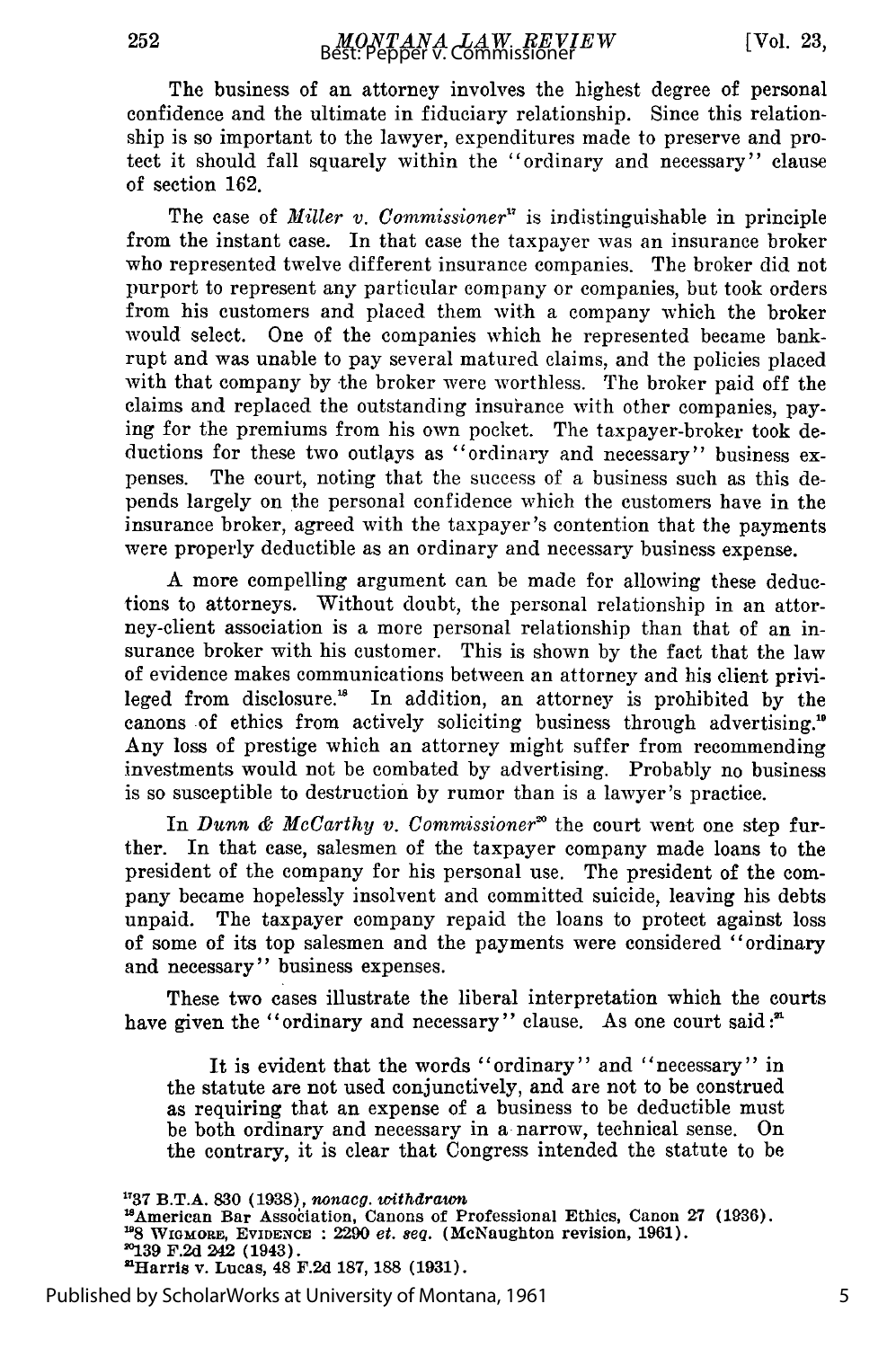The business of an attorney involves the highest degree of personal confidence and the ultimate in fiduciary relationship. Since this relationship is so important to the lawyer, expenditures made to preserve and protect it should fall squarely within the "ordinary and necessary" clause of section 162.

The case of *Miller v. Commissioner*[17] is indistinguishable in principle from the instant case. In that case the taxpayer was an insurance broker who represented twelve different insurance companies. The broker did not purport to represent any particular company or companies, but took orders from his customers and placed them with a company which the broker would select. One of the companies which he represented became bankrupt and was unable to pay several matured claims, and the policies placed with that company by the broker were worthless. The broker paid off the claims and replaced the outstanding insurance with other companies, paying for the premiums from his own pocket. The taxpayer-broker took deductions for these two outlays as "ordinary and necessary" business expenses. The court, noting that the success of a business such as this depends largely on the personal confidence which the customers have in the insurance broker, agreed with the taxpayer's contention that the payments were properly deductible as an ordinary and necessary business expense.

A more compelling argument can be made for allowing these deductions to attorneys. Without doubt, the personal relationship in an attorney-client association is a more personal relationship than that of an insurance broker with his customer. This is shown by the fact that the law of evidence makes communications between an attorney and his client privileged from disclosure.[18] In addition, an attorney is prohibited by the canons of ethics from actively soliciting business through advertising.[19] Any loss of prestige which an attorney might suffer from recommending investments would not be combated by advertising. Probably no business is so susceptible to destruction by rumor than is a lawyer's practice.

In *Dunn & McCarthy v. Commissioner*[20] the court went one step further. In that case, salesmen of the taxpayer company made loans to the president of the company for his personal use. The president of the company became hopelessly insolvent and committed suicide, leaving his debts unpaid. The taxpayer company repaid the loans to protect against loss of some of its top salesmen and the payments were considered "ordinary and necessary" business expenses.

These two cases illustrate the liberal interpretation which the courts have given the "ordinary and necessary" clause. As one court said:[21]

> It is evident that the words "ordinary" and "necessary" in the statute are not used conjunctively, and are not to be construed as requiring that an expense of a business to be deductible must be both ordinary and necessary in a narrow, technical sense. On the contrary, it is clear that Congress intended the statute to be

---

[17]37 B.T.A. 830 (1938), *nonacq. withdrawn*
[18]American Bar Association, Canons of Professional Ethics, Canon 27 (1936).
[19]8 WIGMORE, EVIDENCE : 2290 *et. seq.* (McNaughton revision, 1961).
[20]139 F.2d 242 (1943).
[21]Harris v. Lucas, 48 F.2d 187, 188 (1931).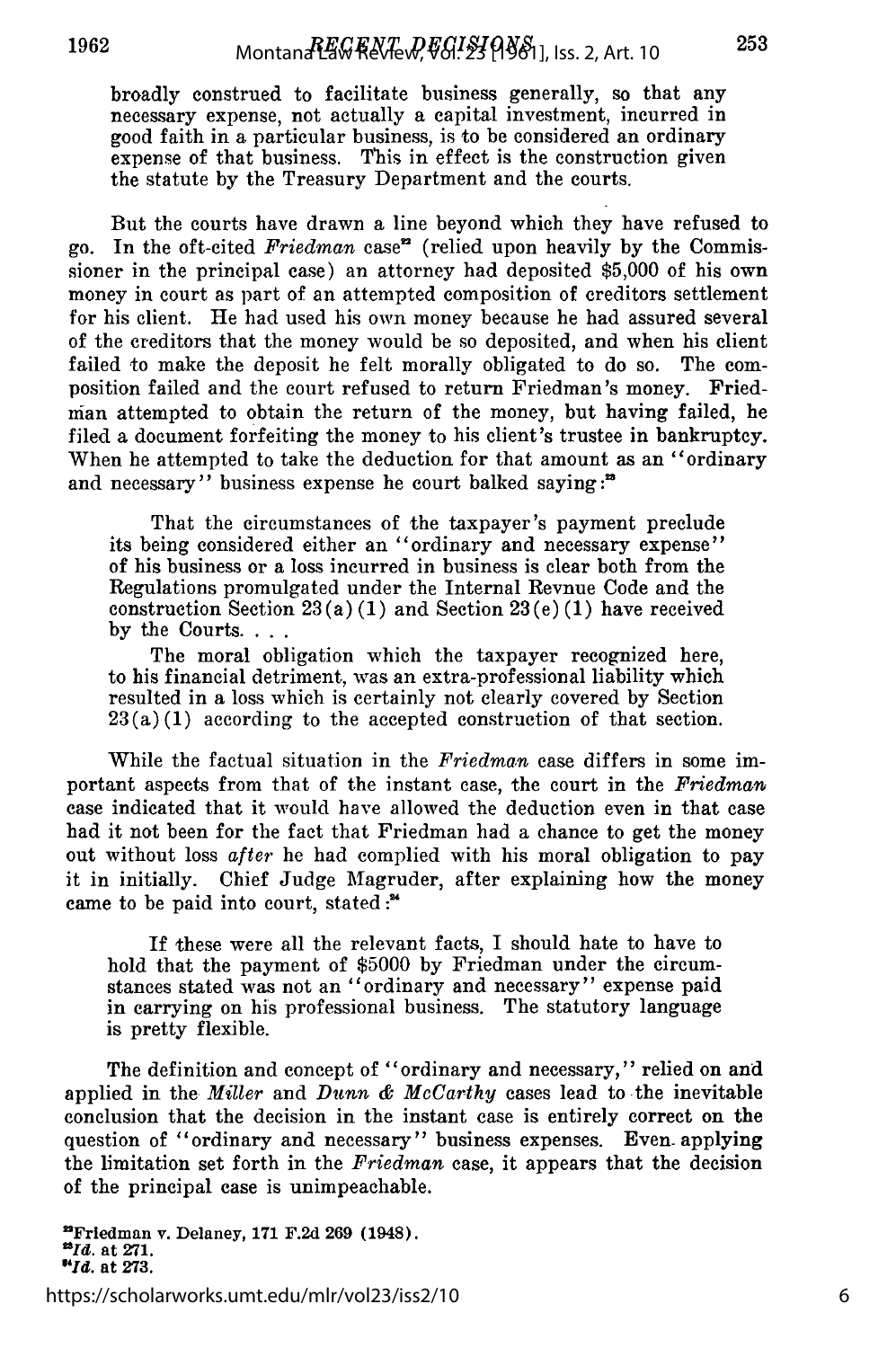broadly construed to facilitate business generally, so that any necessary expense, not actually a capital investment, incurred in good faith in a particular business, is to be considered an ordinary expense of that business. This in effect is the construction given the statute by the Treasury Department and the courts.

But the courts have drawn a line beyond which they have refused to go. In the oft-cited *Friedman* case[22] (relied upon heavily by the Commissioner in the principal case) an attorney had deposited $5,000 of his own money in court as part of an attempted composition of creditors settlement for his client. He had used his own money because he had assured several of the creditors that the money would be so deposited, and when his client failed to make the deposit he felt morally obligated to do so. The composition failed and the court refused to return Friedman's money. Friedman attempted to obtain the return of the money, but having failed, he filed a document forfeiting the money to his client's trustee in bankruptcy. When he attempted to take the deduction for that amount as an "ordinary and necessary" business expense he court balked saying:[23]

> That the circumstances of the taxpayer's payment preclude its being considered either an "ordinary and necessary expense" of his business or a loss incurred in business is clear both from the Regulations promulgated under the Internal Revnue Code and the construction Section 23(a)(1) and Section 23(e)(1) have received by the Courts. . . .
>
> The moral obligation which the taxpayer recognized here, to his financial detriment, was an extra-professional liability which resulted in a loss which is certainly not clearly covered by Section 23(a)(1) according to the accepted construction of that section.

While the factual situation in the *Friedman* case differs in some important aspects from that of the instant case, the court in the *Friedman* case indicated that it would have allowed the deduction even in that case had it not been for the fact that Friedman had a chance to get the money out without loss *after* he had complied with his moral obligation to pay it in initially. Chief Judge Magruder, after explaining how the money came to be paid into court, stated:[24]

> If these were all the relevant facts, I should hate to have to hold that the payment of $5000 by Friedman under the circumstances stated was not an "ordinary and necessary" expense paid in carrying on his professional business. The statutory language is pretty flexible.

The definition and concept of "ordinary and necessary," relied on and applied in the *Miller* and *Dunn & McCarthy* cases lead to the inevitable conclusion that the decision in the instant case is entirely correct on the question of "ordinary and necessary" business expenses. Even applying the limitation set forth in the *Friedman* case, it appears that the decision of the principal case is unimpeachable.

[22] Friedman v. Delaney, 171 F.2d 269 (1948).
[23] *Id.* at 271.
[24] *Id.* at 273.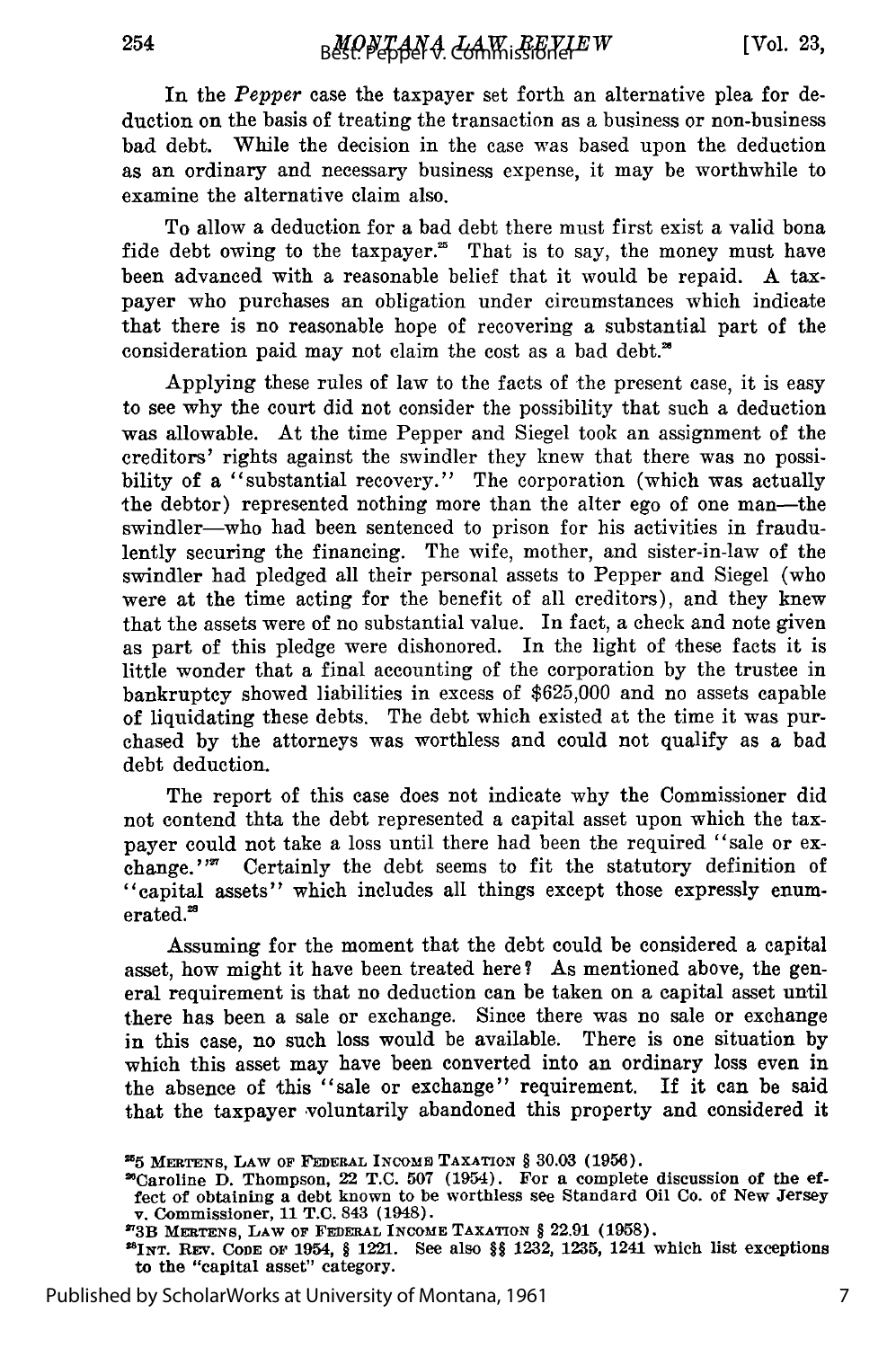In the *Pepper* case the taxpayer set forth an alternative plea for deduction on the basis of treating the transaction as a business or non-business bad debt. While the decision in the case was based upon the deduction as an ordinary and necessary business expense, it may be worthwhile to examine the alternative claim also.

To allow a deduction for a bad debt there must first exist a valid bona fide debt owing to the taxpayer.[25] That is to say, the money must have been advanced with a reasonable belief that it would be repaid. A taxpayer who purchases an obligation under circumstances which indicate that there is no reasonable hope of recovering a substantial part of the consideration paid may not claim the cost as a bad debt.[26]

Applying these rules of law to the facts of the present case, it is easy to see why the court did not consider the possibility that such a deduction was allowable. At the time Pepper and Siegel took an assignment of the creditors' rights against the swindler they knew that there was no possibility of a "substantial recovery." The corporation (which was actually the debtor) represented nothing more than the alter ego of one man—the swindler—who had been sentenced to prison for his activities in fraudulently securing the financing. The wife, mother, and sister-in-law of the swindler had pledged all their personal assets to Pepper and Siegel (who were at the time acting for the benefit of all creditors), and they knew that the assets were of no substantial value. In fact, a check and note given as part of this pledge were dishonored. In the light of these facts it is little wonder that a final accounting of the corporation by the trustee in bankruptcy showed liabilities in excess of $625,000 and no assets capable of liquidating these debts. The debt which existed at the time it was purchased by the attorneys was worthless and could not qualify as a bad debt deduction.

The report of this case does not indicate why the Commissioner did not contend thta the debt represented a capital asset upon which the taxpayer could not take a loss until there had been the required "sale or exchange."[27] Certainly the debt seems to fit the statutory definition of "capital assets" which includes all things except those expressly enumerated.[28]

Assuming for the moment that the debt could be considered a capital asset, how might it have been treated here? As mentioned above, the general requirement is that no deduction can be taken on a capital asset until there has been a sale or exchange. Since there was no sale or exchange in this case, no such loss would be available. There is one situation by which this asset may have been converted into an ordinary loss even in the absence of this "sale or exchange" requirement. If it can be said that the taxpayer voluntarily abandoned this property and considered it

---

[25]5 MERTENS, LAW OF FEDERAL INCOME TAXATION § 30.03 (1956).

[26]Caroline D. Thompson, 22 T.C. 507 (1954). For a complete discussion of the effect of obtaining a debt known to be worthless see Standard Oil Co. of New Jersey v. Commissioner, 11 T.C. 843 (1948).

[27]3B MERTENS, LAW OF FEDERAL INCOME TAXATION § 22.91 (1958).

[28]INT. REV. CODE OF 1954, § 1221. See also §§ 1232, 1235, 1241 which list exceptions to the "capital asset" category.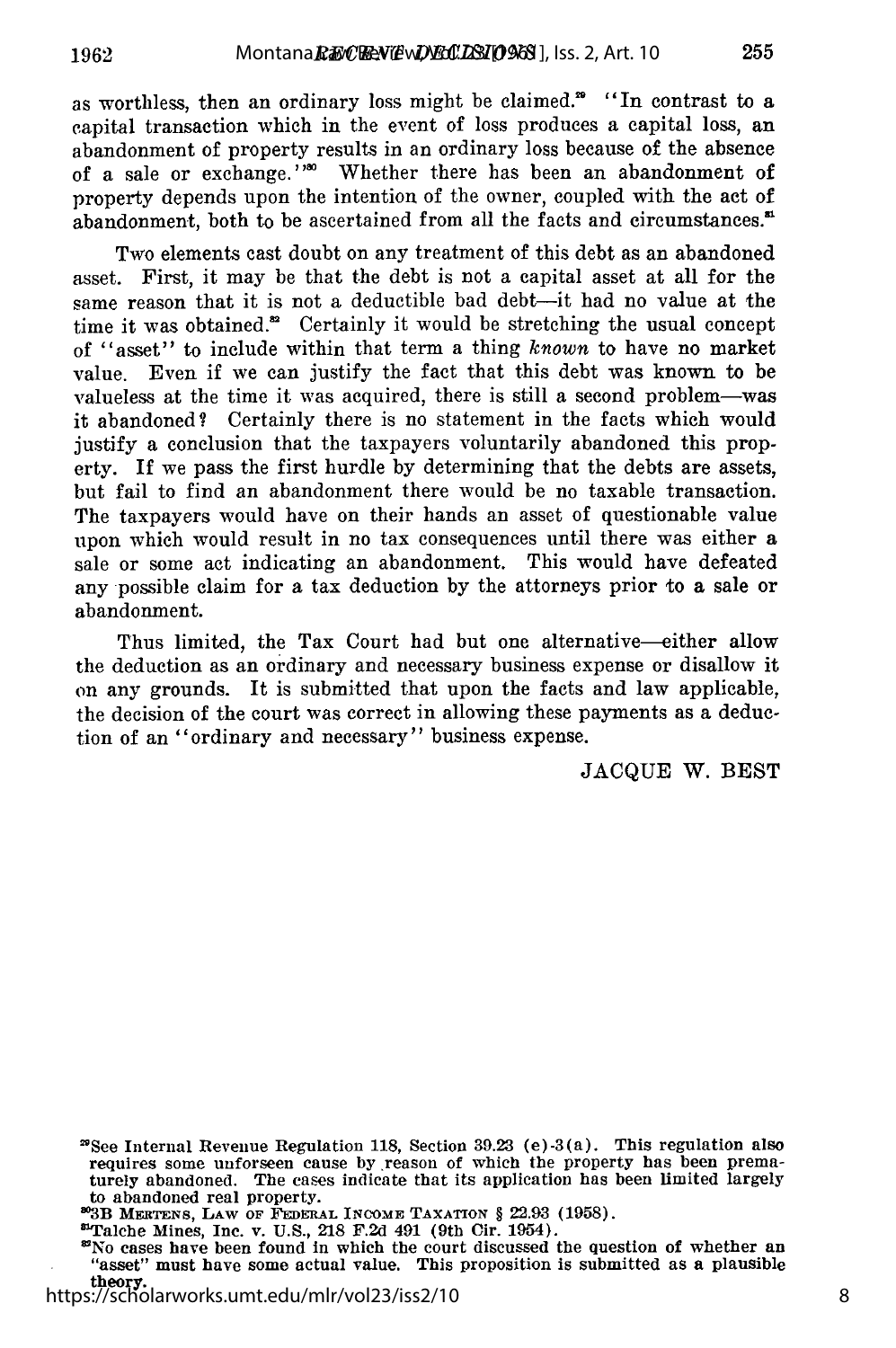as worthless, then an ordinary loss might be claimed.[29] "In contrast to a capital transaction which in the event of loss produces a capital loss, an abandonment of property results in an ordinary loss because of the absence of a sale or exchange."[30] Whether there has been an abandonment of property depends upon the intention of the owner, coupled with the act of abandonment, both to be ascertained from all the facts and circumstances.[31]

Two elements cast doubt on any treatment of this debt as an abandoned asset. First, it may be that the debt is not a capital asset at all for the same reason that it is not a deductible bad debt—it had no value at the time it was obtained.[32] Certainly it would be stretching the usual concept of "asset" to include within that term a thing *known* to have no market value. Even if we can justify the fact that this debt was known to be valueless at the time it was acquired, there is still a second problem—was it abandoned? Certainly there is no statement in the facts which would justify a conclusion that the taxpayers voluntarily abandoned this property. If we pass the first hurdle by determining that the debts are assets, but fail to find an abandonment there would be no taxable transaction. The taxpayers would have on their hands an asset of questionable value upon which would result in no tax consequences until there was either a sale or some act indicating an abandonment. This would have defeated any possible claim for a tax deduction by the attorneys prior to a sale or abandonment.

Thus limited, the Tax Court had but one alternative—either allow the deduction as an ordinary and necessary business expense or disallow it on any grounds. It is submitted that upon the facts and law applicable, the decision of the court was correct in allowing these payments as a deduction of an "ordinary and necessary" business expense.

JACQUE W. BEST

---

[29]See Internal Revenue Regulation 118, Section 39.23 (e)-3(a). This regulation also requires some unforseen cause by reason of which the property has been prematurely abandoned. The cases indicate that its application has been limited largely to abandoned real property.

[30]3B MERTENS, LAW OF FEDERAL INCOME TAXATION § 22.93 (1958).

[31]Talche Mines, Inc. v. U.S., 218 F.2d 491 (9th Cir. 1954).

[32]No cases have been found in which the court discussed the question of whether an "asset" must have some actual value. This proposition is submitted as a plausible theory.